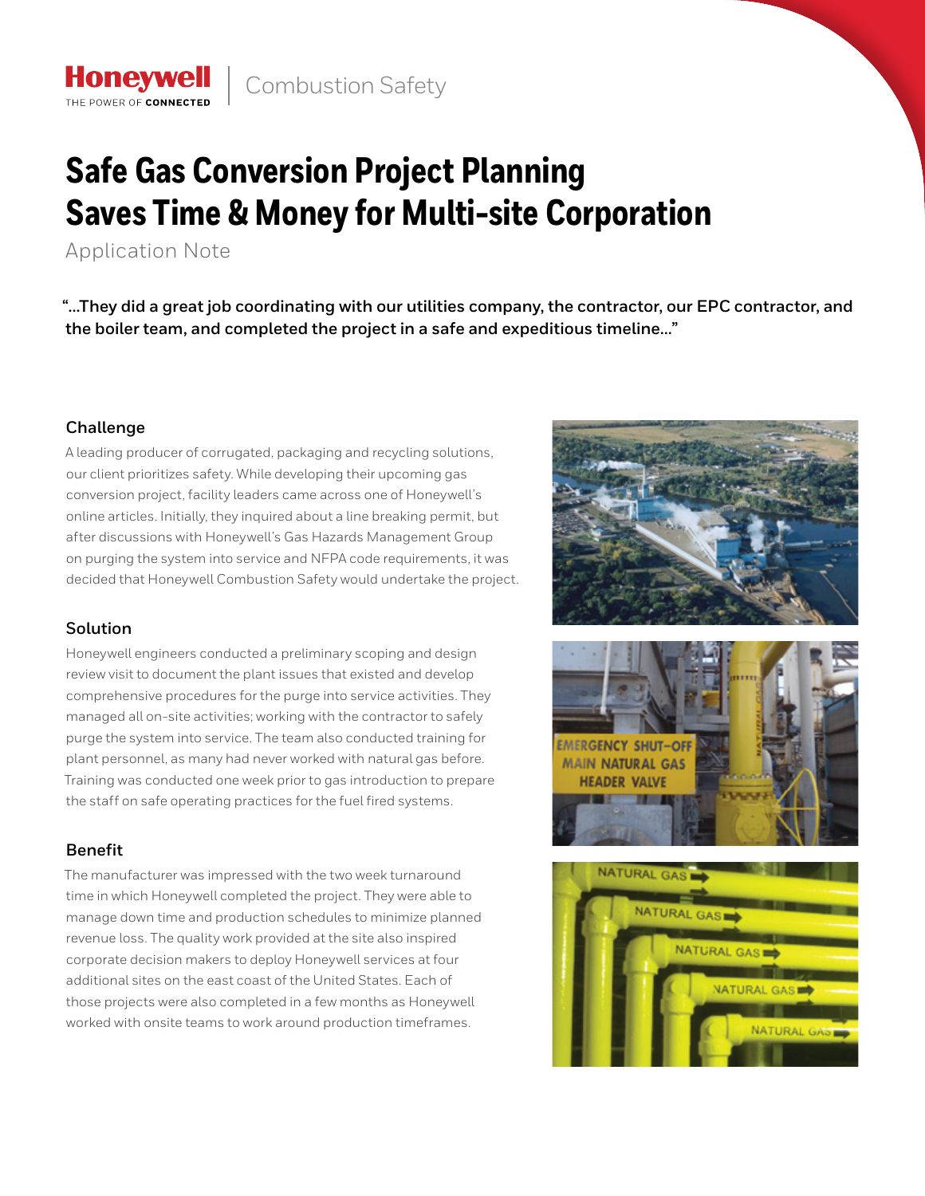Honeywell | Combustion Safety

# Safe Gas Conversion Project Planning Saves Time & Money for Multi-site Corporation

Application Note

**"...They did a great job coordinating with our utilities company, the contractor, our EPC contractor, and the boiler team, and completed the project in a safe and expeditious timeline..."**

## Challenge

A leading producer of corrugated, packaging and recycling solutions, our client prioritizes safety. While developing their upcoming gas conversion project, facility leaders came across one of Honeywell's online articles. Initially, they inquired about a line breaking permit, but after discussions with Honeywell's Gas Hazards Management Group on purging the system into service and NFPA code requirements, it was decided that Honeywell Combustion Safety would undertake the project.

## Solution

Honeywell engineers conducted a preliminary scoping and design review visit to document the plant issues that existed and develop comprehensive procedures for the purge into service activities. They managed all on-site activities; working with the contractor to safely purge the system into service. The team also conducted training for plant personnel, as many had never worked with natural gas before. Training was conducted one week prior to gas introduction to prepare the staff on safe operating practices for the fuel fired systems.

## Benefit

The manufacturer was impressed with the two week turnaround time in which Honeywell completed the project. They were able to manage down time and production schedules to minimize planned revenue loss. The quality work provided at the site also inspired corporate decision makers to deploy Honeywell services at four additional sites on the east coast of the United States. Each of those projects were also completed in a few months as Honeywell worked with onsite teams to work around production timeframes.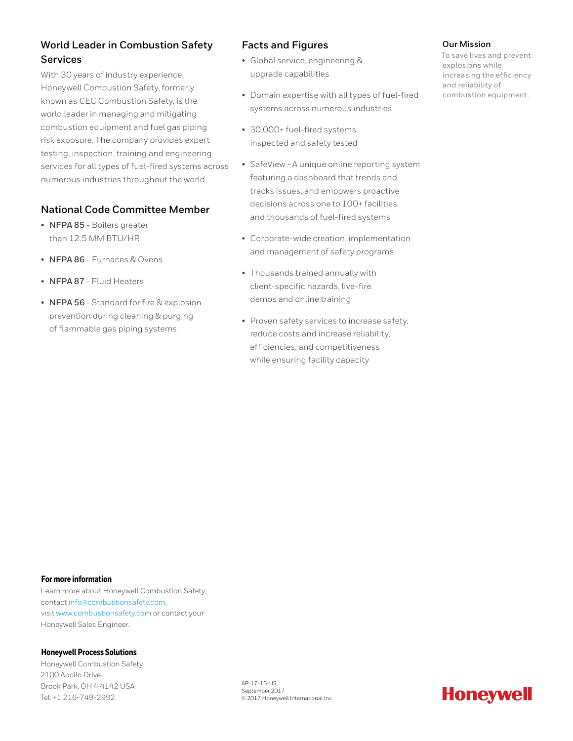## World Leader in Combustion Safety Services

With 30 years of industry experience, Honeywell Combustion Safety, formerly known as CEC Combustion Safety, is the world leader in managing and mitigating combustion equipment and fuel gas piping risk exposure. The company provides expert testing, inspection, training and engineering services for all types of fuel-fired systems across numerous industries throughout the world.

## National Code Committee Member

- **NFPA 85** - Boilers greater than 12.5 MM BTU/HR
- **NFPA 86** - Furnaces & Ovens
- **NFPA 87** - Fluid Heaters
- **NFPA 56** - Standard for fire & explosion prevention during cleaning & purging of flammable gas piping systems

## Facts and Figures

- Global service, engineering & upgrade capabilities
- Domain expertise with all types of fuel-fired systems across numerous industries
- 30,000+ fuel-fired systems inspected and safety tested
- SafeView - A unique online reporting system featuring a dashboard that trends and tracks issues, and empowers proactive decisions across one to 100+ facilities and thousands of fuel-fired systems
- Corporate-wide creation, implementation and management of safety programs
- Thousands trained annually with client-specific hazards, live-fire demos and online training
- Proven safety services to increase safety, reduce costs and increase reliability, efficiencies, and competitiveness while ensuring facility capacity

## Our Mission

To save lives and prevent explosions while increasing the efficiency and reliability of combustion equipment.

**For more information**

Learn more about Honeywell Combustion Safety, contact info@combustionsafety.com, visit www.combustionsafety.com or contact your Honeywell Sales Engineer.

**Honeywell Process Solutions**

Honeywell Combustion Safety
2100 Apollo Drive
Brook Park, OH 4 4142 USA
Tel: +1 216-749-2992

AP-17-15-US
September 2017
© 2017 Honeywell International Inc.

Honeywell